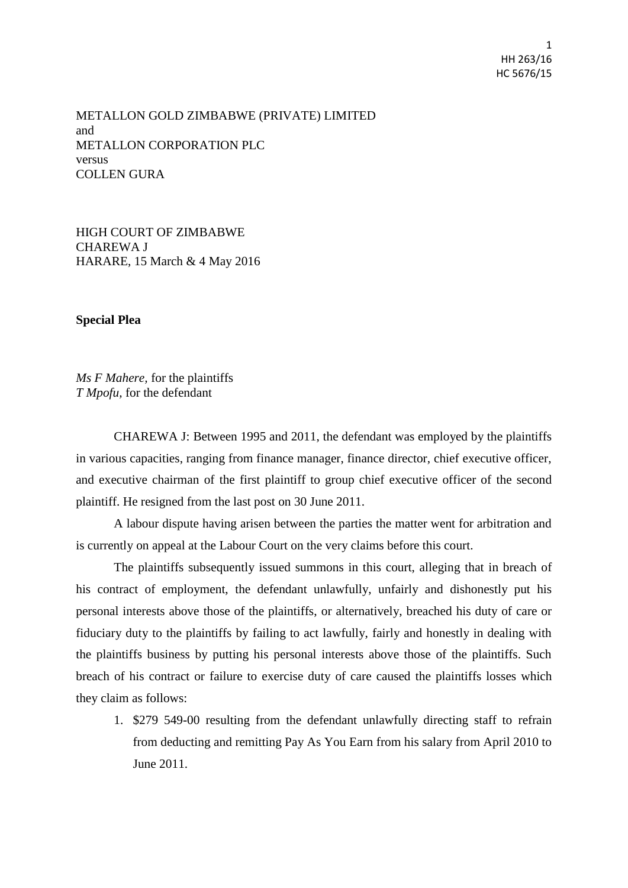HH 263/16
HC 5676/15

METALLON GOLD ZIMBABWE (PRIVATE) LIMITED
and
METALLON CORPORATION PLC
versus
COLLEN GURA

HIGH COURT OF ZIMBABWE
CHAREWA J
HARARE, 15 March & 4 May 2016

**Special Plea**

*Ms F Mahere*, for the plaintiffs
*T Mpofu*, for the defendant

CHAREWA J: Between 1995 and 2011, the defendant was employed by the plaintiffs in various capacities, ranging from finance manager, finance director, chief executive officer, and executive chairman of the first plaintiff to group chief executive officer of the second plaintiff. He resigned from the last post on 30 June 2011.

A labour dispute having arisen between the parties the matter went for arbitration and is currently on appeal at the Labour Court on the very claims before this court.

The plaintiffs subsequently issued summons in this court, alleging that in breach of his contract of employment, the defendant unlawfully, unfairly and dishonestly put his personal interests above those of the plaintiffs, or alternatively, breached his duty of care or fiduciary duty to the plaintiffs by failing to act lawfully, fairly and honestly in dealing with the plaintiffs business by putting his personal interests above those of the plaintiffs. Such breach of his contract or failure to exercise duty of care caused the plaintiffs losses which they claim as follows:

1. $279 549-00 resulting from the defendant unlawfully directing staff to refrain from deducting and remitting Pay As You Earn from his salary from April 2010 to June 2011.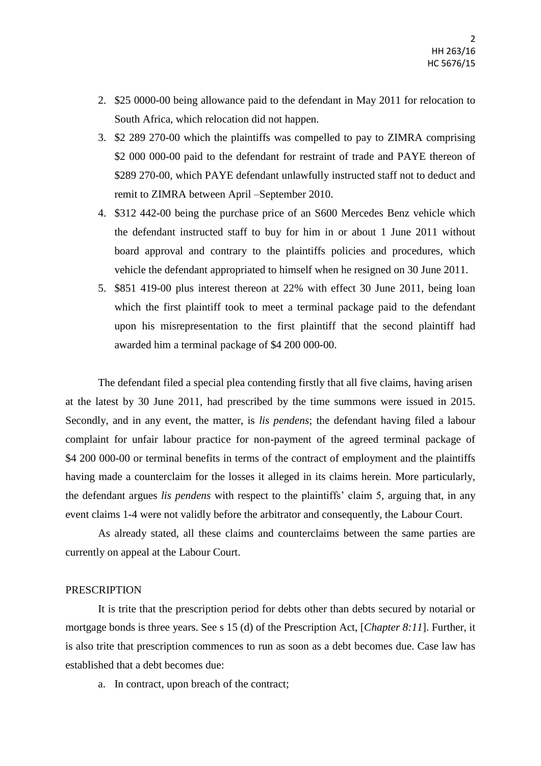2. \$25 0000-00 being allowance paid to the defendant in May 2011 for relocation to South Africa, which relocation did not happen.
3. \$2 289 270-00 which the plaintiffs was compelled to pay to ZIMRA comprising \$2 000 000-00 paid to the defendant for restraint of trade and PAYE thereon of \$289 270-00, which PAYE defendant unlawfully instructed staff not to deduct and remit to ZIMRA between April –September 2010.
4. \$312 442-00 being the purchase price of an S600 Mercedes Benz vehicle which the defendant instructed staff to buy for him in or about 1 June 2011 without board approval and contrary to the plaintiffs policies and procedures, which vehicle the defendant appropriated to himself when he resigned on 30 June 2011.
5. \$851 419-00 plus interest thereon at 22% with effect 30 June 2011, being loan which the first plaintiff took to meet a terminal package paid to the defendant upon his misrepresentation to the first plaintiff that the second plaintiff had awarded him a terminal package of \$4 200 000-00.

The defendant filed a special plea contending firstly that all five claims, having arisen at the latest by 30 June 2011, had prescribed by the time summons were issued in 2015. Secondly, and in any event, the matter, is *lis pendens*; the defendant having filed a labour complaint for unfair labour practice for non-payment of the agreed terminal package of \$4 200 000-00 or terminal benefits in terms of the contract of employment and the plaintiffs having made a counterclaim for the losses it alleged in its claims herein. More particularly, the defendant argues *lis pendens* with respect to the plaintiffs' claim 5, arguing that, in any event claims 1-4 were not validly before the arbitrator and consequently, the Labour Court.

As already stated, all these claims and counterclaims between the same parties are currently on appeal at the Labour Court.

PRESCRIPTION

It is trite that the prescription period for debts other than debts secured by notarial or mortgage bonds is three years. See s 15 (d) of the Prescription Act, [*Chapter 8:11*]. Further, it is also trite that prescription commences to run as soon as a debt becomes due. Case law has established that a debt becomes due:

a. In contract, upon breach of the contract;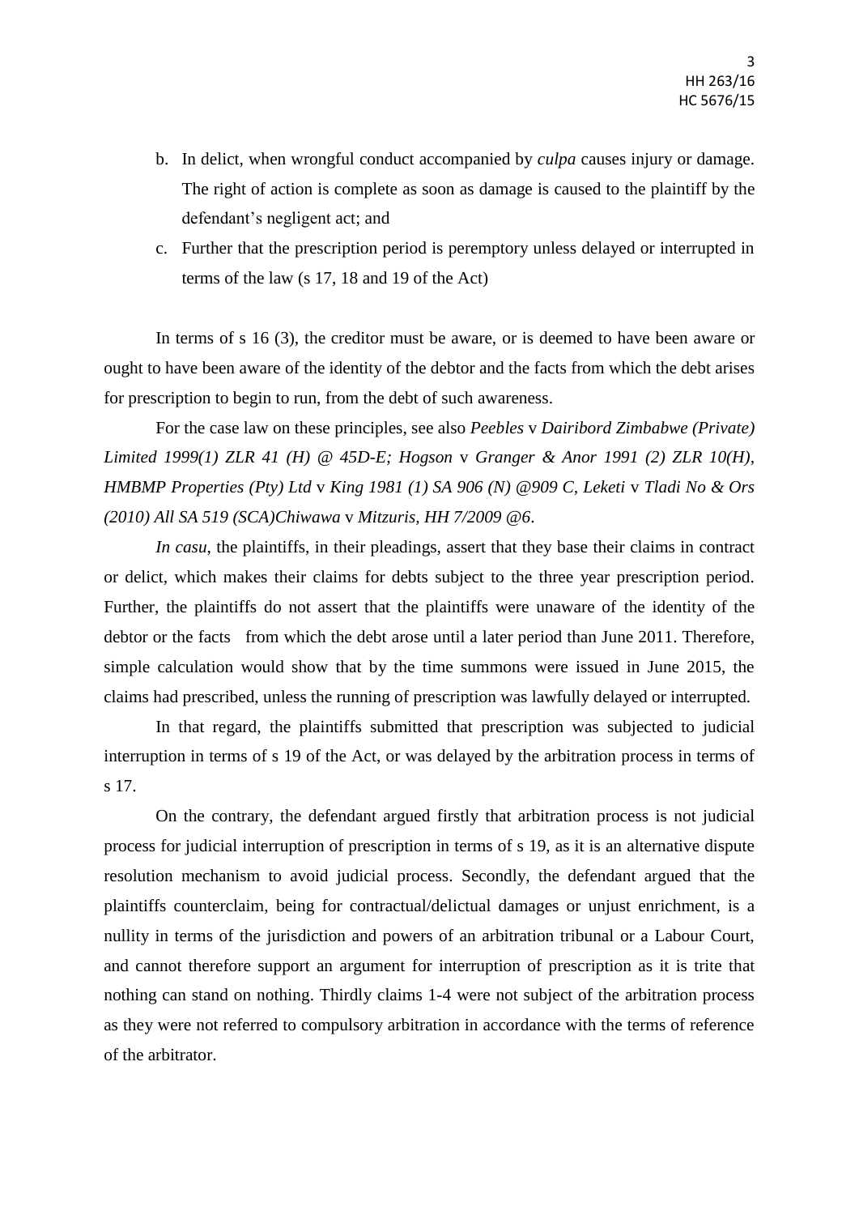b. In delict, when wrongful conduct accompanied by *culpa* causes injury or damage. The right of action is complete as soon as damage is caused to the plaintiff by the defendant's negligent act; and

c. Further that the prescription period is peremptory unless delayed or interrupted in terms of the law (s 17, 18 and 19 of the Act)

In terms of s 16 (3), the creditor must be aware, or is deemed to have been aware or ought to have been aware of the identity of the debtor and the facts from which the debt arises for prescription to begin to run, from the debt of such awareness.

For the case law on these principles, see also *Peebles* v *Dairibord Zimbabwe (Private) Limited 1999(1) ZLR 41 (H) @ 45D-E; Hogson* v *Granger & Anor 1991 (2) ZLR 10(H), HMBMP Properties (Pty) Ltd* v *King 1981 (1) SA 906 (N) @909 C, Leketi* v *Tladi No & Ors (2010) All SA 519 (SCA)Chiwawa* v *Mitzuris, HH 7/2009 @6*.

*In casu*, the plaintiffs, in their pleadings, assert that they base their claims in contract or delict, which makes their claims for debts subject to the three year prescription period. Further, the plaintiffs do not assert that the plaintiffs were unaware of the identity of the debtor or the facts from which the debt arose until a later period than June 2011. Therefore, simple calculation would show that by the time summons were issued in June 2015, the claims had prescribed, unless the running of prescription was lawfully delayed or interrupted.

In that regard, the plaintiffs submitted that prescription was subjected to judicial interruption in terms of s 19 of the Act, or was delayed by the arbitration process in terms of s 17.

On the contrary, the defendant argued firstly that arbitration process is not judicial process for judicial interruption of prescription in terms of s 19, as it is an alternative dispute resolution mechanism to avoid judicial process. Secondly, the defendant argued that the plaintiffs counterclaim, being for contractual/delictual damages or unjust enrichment, is a nullity in terms of the jurisdiction and powers of an arbitration tribunal or a Labour Court, and cannot therefore support an argument for interruption of prescription as it is trite that nothing can stand on nothing. Thirdly claims 1-4 were not subject of the arbitration process as they were not referred to compulsory arbitration in accordance with the terms of reference of the arbitrator.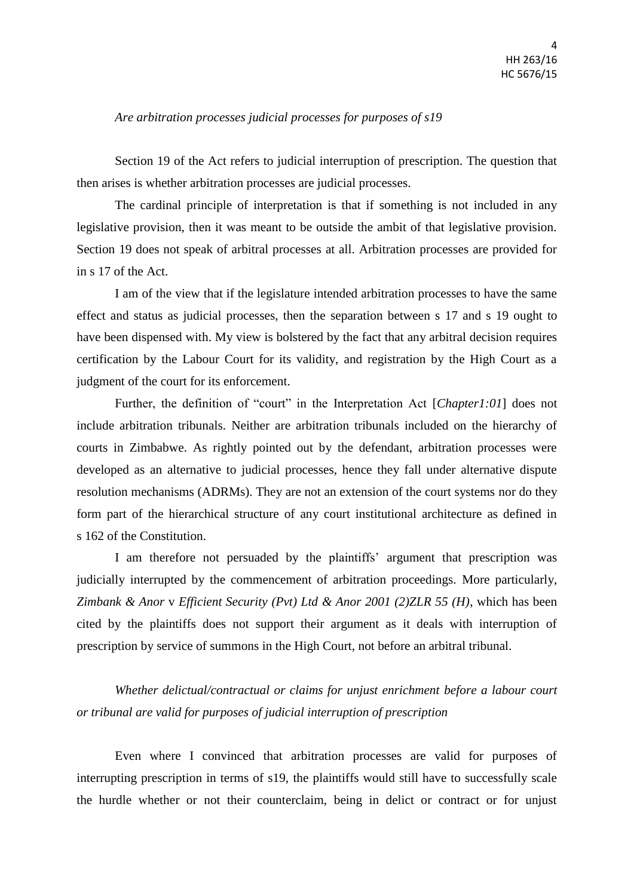*Are arbitration processes judicial processes for purposes of s19*

Section 19 of the Act refers to judicial interruption of prescription. The question that then arises is whether arbitration processes are judicial processes.

The cardinal principle of interpretation is that if something is not included in any legislative provision, then it was meant to be outside the ambit of that legislative provision. Section 19 does not speak of arbitral processes at all. Arbitration processes are provided for in s 17 of the Act.

I am of the view that if the legislature intended arbitration processes to have the same effect and status as judicial processes, then the separation between s 17 and s 19 ought to have been dispensed with. My view is bolstered by the fact that any arbitral decision requires certification by the Labour Court for its validity, and registration by the High Court as a judgment of the court for its enforcement.

Further, the definition of "court" in the Interpretation Act [*Chapter1:01*] does not include arbitration tribunals. Neither are arbitration tribunals included on the hierarchy of courts in Zimbabwe. As rightly pointed out by the defendant, arbitration processes were developed as an alternative to judicial processes, hence they fall under alternative dispute resolution mechanisms (ADRMs). They are not an extension of the court systems nor do they form part of the hierarchical structure of any court institutional architecture as defined in s 162 of the Constitution.

I am therefore not persuaded by the plaintiffs' argument that prescription was judicially interrupted by the commencement of arbitration proceedings. More particularly, *Zimbank & Anor* v *Efficient Security (Pvt) Ltd & Anor 2001 (2)ZLR 55 (H)*, which has been cited by the plaintiffs does not support their argument as it deals with interruption of prescription by service of summons in the High Court, not before an arbitral tribunal.

*Whether delictual/contractual or claims for unjust enrichment before a labour court or tribunal are valid for purposes of judicial interruption of prescription*

Even where I convinced that arbitration processes are valid for purposes of interrupting prescription in terms of s19, the plaintiffs would still have to successfully scale the hurdle whether or not their counterclaim, being in delict or contract or for unjust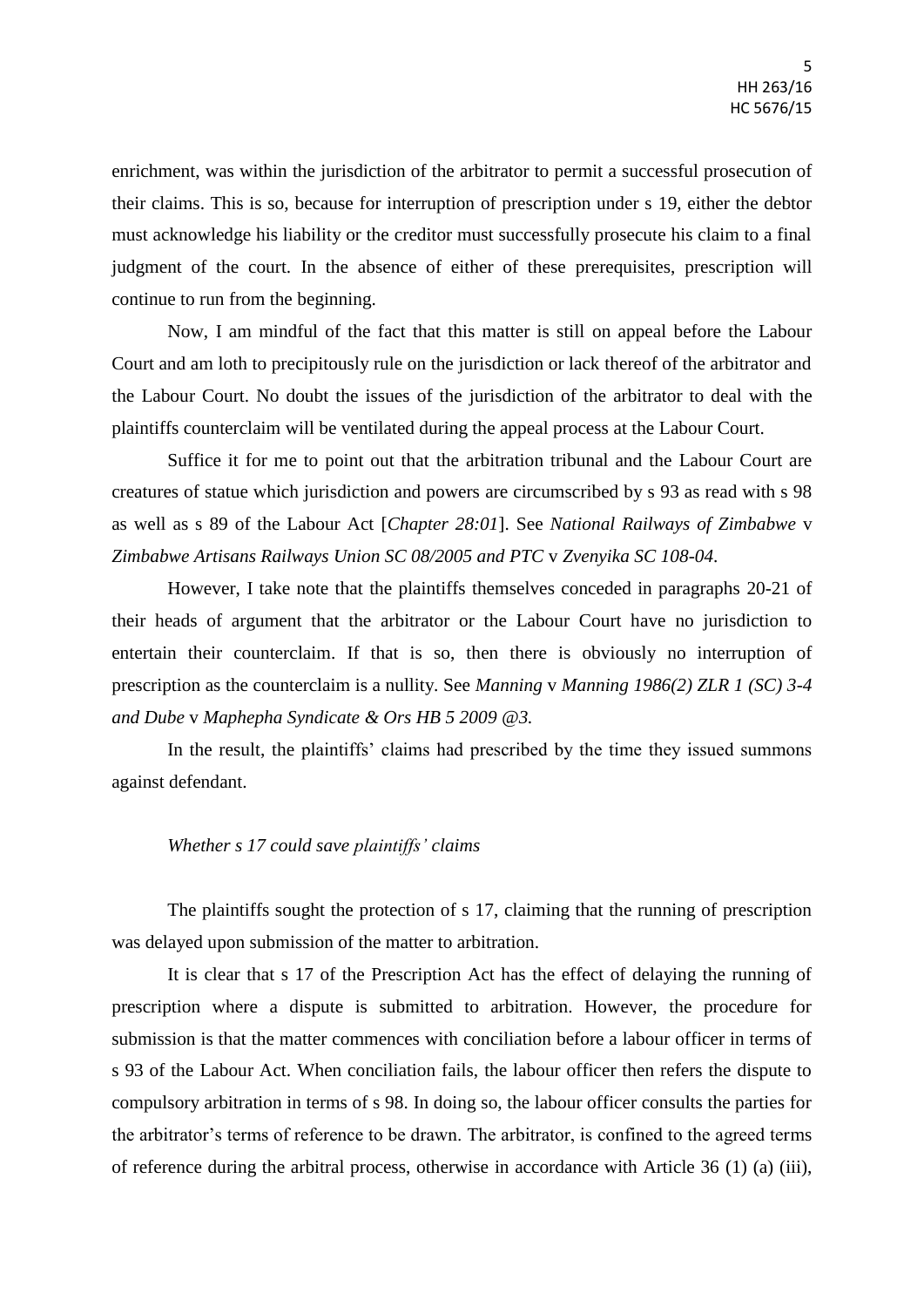enrichment, was within the jurisdiction of the arbitrator to permit a successful prosecution of their claims. This is so, because for interruption of prescription under s 19, either the debtor must acknowledge his liability or the creditor must successfully prosecute his claim to a final judgment of the court. In the absence of either of these prerequisites, prescription will continue to run from the beginning.

Now, I am mindful of the fact that this matter is still on appeal before the Labour Court and am loth to precipitously rule on the jurisdiction or lack thereof of the arbitrator and the Labour Court. No doubt the issues of the jurisdiction of the arbitrator to deal with the plaintiffs counterclaim will be ventilated during the appeal process at the Labour Court.

Suffice it for me to point out that the arbitration tribunal and the Labour Court are creatures of statue which jurisdiction and powers are circumscribed by s 93 as read with s 98 as well as s 89 of the Labour Act [*Chapter 28:01*]. See *National Railways of Zimbabwe* v *Zimbabwe Artisans Railways Union SC 08/2005 and PTC* v *Zvenyika SC 108-04*.

However, I take note that the plaintiffs themselves conceded in paragraphs 20-21 of their heads of argument that the arbitrator or the Labour Court have no jurisdiction to entertain their counterclaim. If that is so, then there is obviously no interruption of prescription as the counterclaim is a nullity. See *Manning* v *Manning 1986(2) ZLR 1 (SC) 3-4 and Dube* v *Maphepha Syndicate & Ors HB 5 2009 @3.*

In the result, the plaintiffs' claims had prescribed by the time they issued summons against defendant.

*Whether s 17 could save plaintiffs' claims*

The plaintiffs sought the protection of s 17, claiming that the running of prescription was delayed upon submission of the matter to arbitration.

It is clear that s 17 of the Prescription Act has the effect of delaying the running of prescription where a dispute is submitted to arbitration. However, the procedure for submission is that the matter commences with conciliation before a labour officer in terms of s 93 of the Labour Act. When conciliation fails, the labour officer then refers the dispute to compulsory arbitration in terms of s 98. In doing so, the labour officer consults the parties for the arbitrator's terms of reference to be drawn. The arbitrator, is confined to the agreed terms of reference during the arbitral process, otherwise in accordance with Article 36 (1) (a) (iii),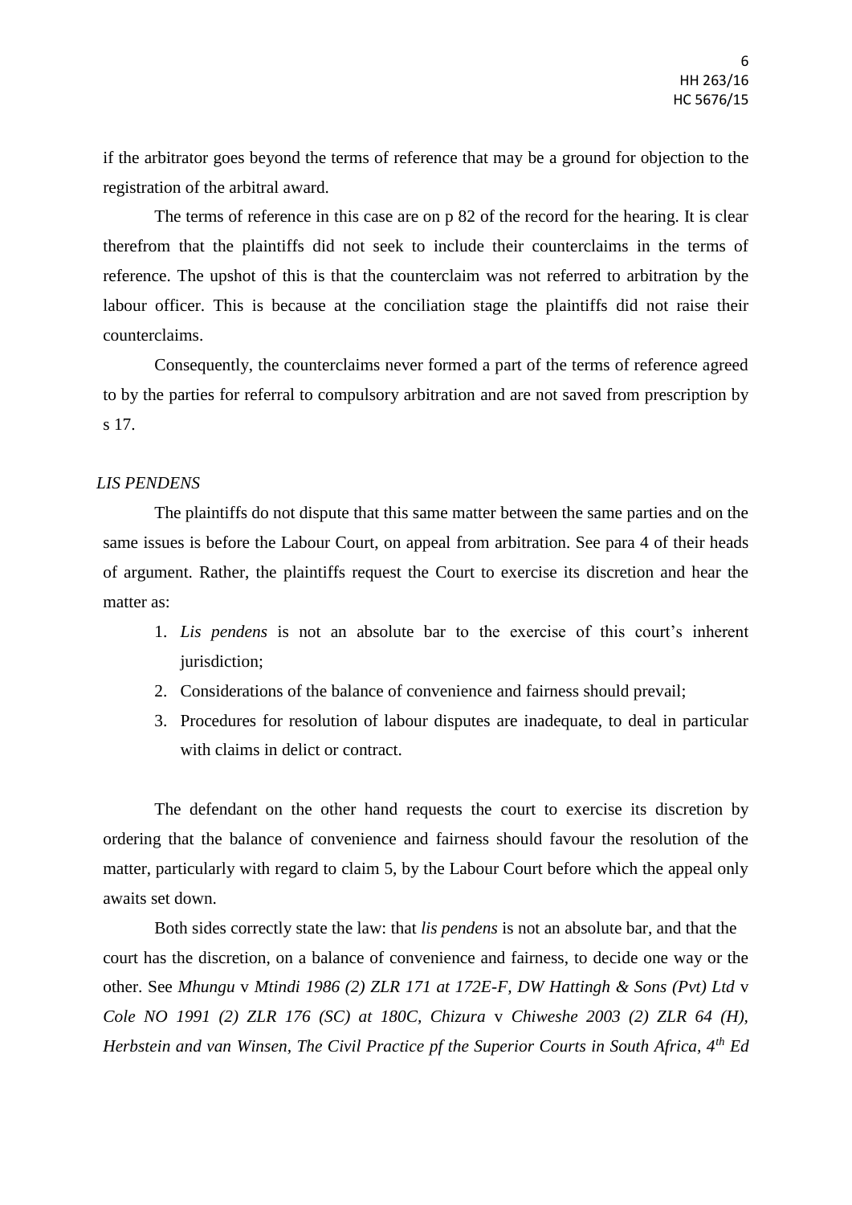if the arbitrator goes beyond the terms of reference that may be a ground for objection to the registration of the arbitral award.

The terms of reference in this case are on p 82 of the record for the hearing. It is clear therefrom that the plaintiffs did not seek to include their counterclaims in the terms of reference. The upshot of this is that the counterclaim was not referred to arbitration by the labour officer. This is because at the conciliation stage the plaintiffs did not raise their counterclaims.

Consequently, the counterclaims never formed a part of the terms of reference agreed to by the parties for referral to compulsory arbitration and are not saved from prescription by s 17.

*LIS PENDENS*

The plaintiffs do not dispute that this same matter between the same parties and on the same issues is before the Labour Court, on appeal from arbitration. See para 4 of their heads of argument. Rather, the plaintiffs request the Court to exercise its discretion and hear the matter as:

1. *Lis pendens* is not an absolute bar to the exercise of this court's inherent jurisdiction;
2. Considerations of the balance of convenience and fairness should prevail;
3. Procedures for resolution of labour disputes are inadequate, to deal in particular with claims in delict or contract.

The defendant on the other hand requests the court to exercise its discretion by ordering that the balance of convenience and fairness should favour the resolution of the matter, particularly with regard to claim 5, by the Labour Court before which the appeal only awaits set down.

Both sides correctly state the law: that *lis pendens* is not an absolute bar, and that the court has the discretion, on a balance of convenience and fairness, to decide one way or the other. See *Mhungu* v *Mtindi 1986 (2) ZLR 171 at 172E-F*, *DW Hattingh & Sons (Pvt) Ltd* v *Cole NO 1991 (2) ZLR 176 (SC) at 180C*, *Chizura* v *Chiweshe 2003 (2) ZLR 64 (H)*, *Herbstein and van Winsen*, *The Civil Practice pf the Superior Courts in South Africa, 4th Ed*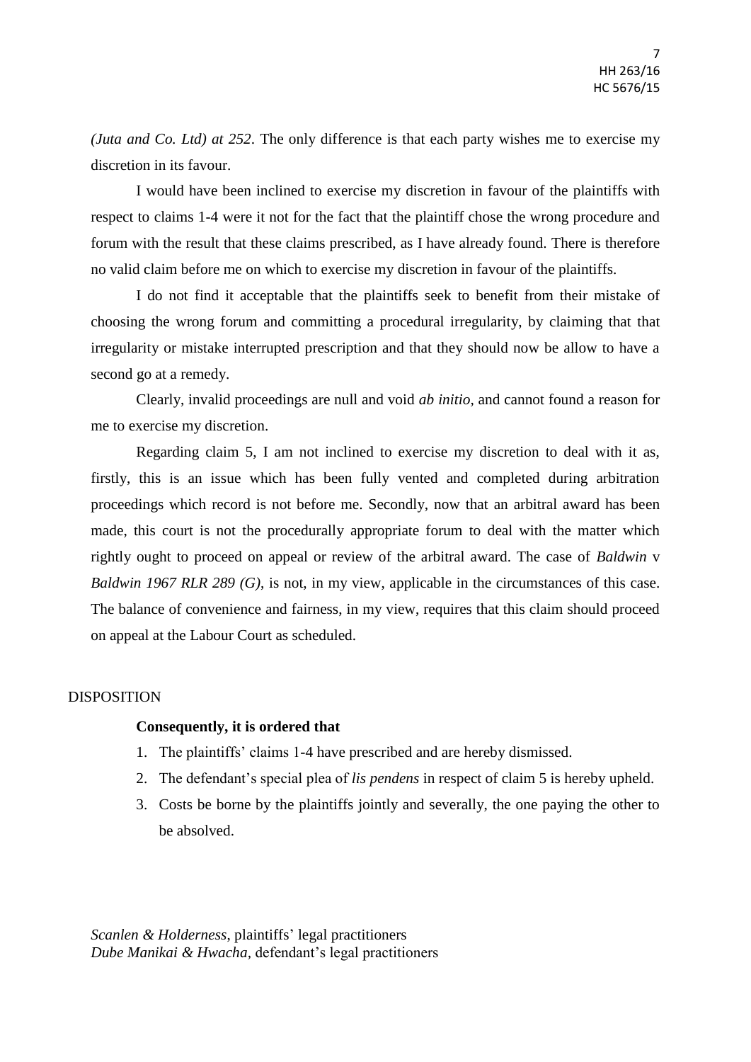*(Juta and Co. Ltd) at 252*. The only difference is that each party wishes me to exercise my discretion in its favour.

I would have been inclined to exercise my discretion in favour of the plaintiffs with respect to claims 1-4 were it not for the fact that the plaintiff chose the wrong procedure and forum with the result that these claims prescribed, as I have already found. There is therefore no valid claim before me on which to exercise my discretion in favour of the plaintiffs.

I do not find it acceptable that the plaintiffs seek to benefit from their mistake of choosing the wrong forum and committing a procedural irregularity, by claiming that that irregularity or mistake interrupted prescription and that they should now be allow to have a second go at a remedy.

Clearly, invalid proceedings are null and void *ab initio*, and cannot found a reason for me to exercise my discretion.

Regarding claim 5, I am not inclined to exercise my discretion to deal with it as, firstly, this is an issue which has been fully vented and completed during arbitration proceedings which record is not before me. Secondly, now that an arbitral award has been made, this court is not the procedurally appropriate forum to deal with the matter which rightly ought to proceed on appeal or review of the arbitral award. The case of *Baldwin* v *Baldwin 1967 RLR 289 (G)*, is not, in my view, applicable in the circumstances of this case. The balance of convenience and fairness, in my view, requires that this claim should proceed on appeal at the Labour Court as scheduled.

DISPOSITION

**Consequently, it is ordered that**

1. The plaintiffs' claims 1-4 have prescribed and are hereby dismissed.
2. The defendant's special plea of *lis pendens* in respect of claim 5 is hereby upheld.
3. Costs be borne by the plaintiffs jointly and severally, the one paying the other to be absolved.

*Scanlen & Holderness*, plaintiffs' legal practitioners
*Dube Manikai & Hwacha*, defendant's legal practitioners